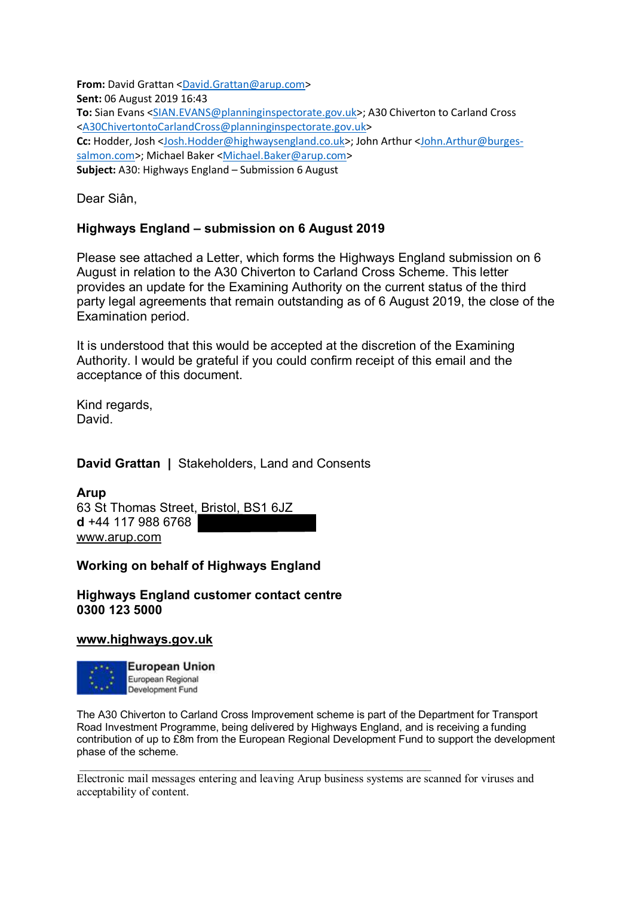**From:** David Grattan <David.Grattan@arup.com>
**Sent:** 06 August 2019 16:43
**To:** Sian Evans <SIAN.EVANS@planninginspectorate.gov.uk>; A30 Chiverton to Carland Cross <A30ChivertontoCarlandCross@planninginspectorate.gov.uk>
**Cc:** Hodder, Josh <Josh.Hodder@highwaysengland.co.uk>; John Arthur <John.Arthur@burges-salmon.com>; Michael Baker <Michael.Baker@arup.com>
**Subject:** A30: Highways England – Submission 6 August

Dear Siân,

**Highways England – submission on 6 August 2019**

Please see attached a Letter, which forms the Highways England submission on 6 August in relation to the A30 Chiverton to Carland Cross Scheme. This letter provides an update for the Examining Authority on the current status of the third party legal agreements that remain outstanding as of 6 August 2019, the close of the Examination period.

It is understood that this would be accepted at the discretion of the Examining Authority. I would be grateful if you could confirm receipt of this email and the acceptance of this document.

Kind regards,
David.

**David Grattan** | Stakeholders, Land and Consents

**Arup**
63 St Thomas Street, Bristol, BS1 6JZ
**d** +44 117 988 6768
www.arup.com

**Working on behalf of Highways England**

**Highways England customer contact centre**
**0300 123 5000**

**www.highways.gov.uk**

European Union
European Regional Development Fund

The A30 Chiverton to Carland Cross Improvement scheme is part of the Department for Transport Road Investment Programme, being delivered by Highways England, and is receiving a funding contribution of up to £8m from the European Regional Development Fund to support the development phase of the scheme.

---

Electronic mail messages entering and leaving Arup business systems are scanned for viruses and acceptability of content.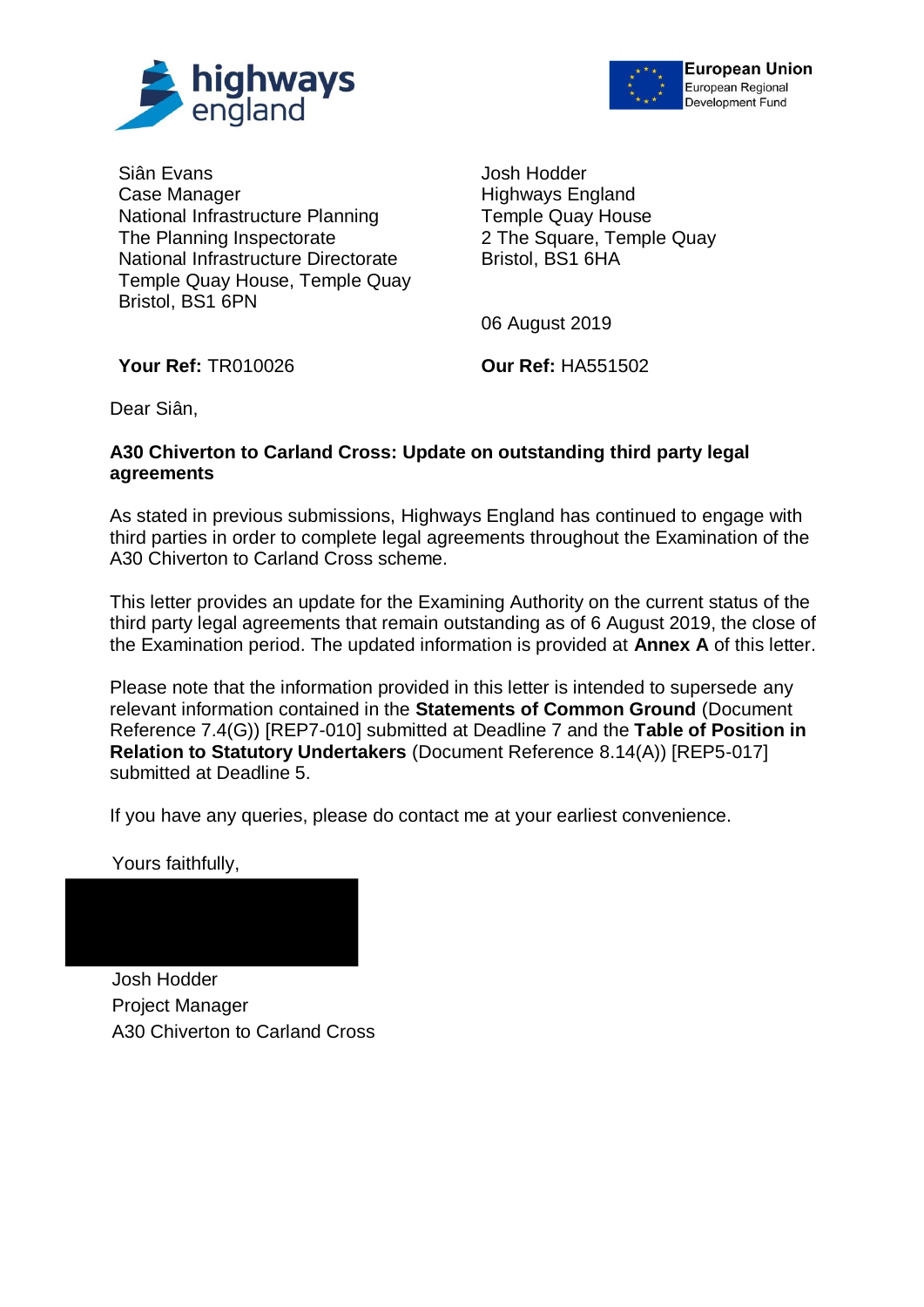highways england

European Union
European Regional
Development Fund

Siân Evans
Case Manager
National Infrastructure Planning
The Planning Inspectorate
National Infrastructure Directorate
Temple Quay House, Temple Quay
Bristol, BS1 6PN

Josh Hodder
Highways England
Temple Quay House
2 The Square, Temple Quay
Bristol, BS1 6HA

06 August 2019

**Your Ref:** TR010026

**Our Ref:** HA551502

Dear Siân,

**A30 Chiverton to Carland Cross: Update on outstanding third party legal agreements**

As stated in previous submissions, Highways England has continued to engage with third parties in order to complete legal agreements throughout the Examination of the A30 Chiverton to Carland Cross scheme.

This letter provides an update for the Examining Authority on the current status of the third party legal agreements that remain outstanding as of 6 August 2019, the close of the Examination period. The updated information is provided at **Annex A** of this letter.

Please note that the information provided in this letter is intended to supersede any relevant information contained in the **Statements of Common Ground** (Document Reference 7.4(G)) [REP7-010] submitted at Deadline 7 and the **Table of Position in Relation to Statutory Undertakers** (Document Reference 8.14(A)) [REP5-017] submitted at Deadline 5.

If you have any queries, please do contact me at your earliest convenience.

Yours faithfully,

Josh Hodder
Project Manager
A30 Chiverton to Carland Cross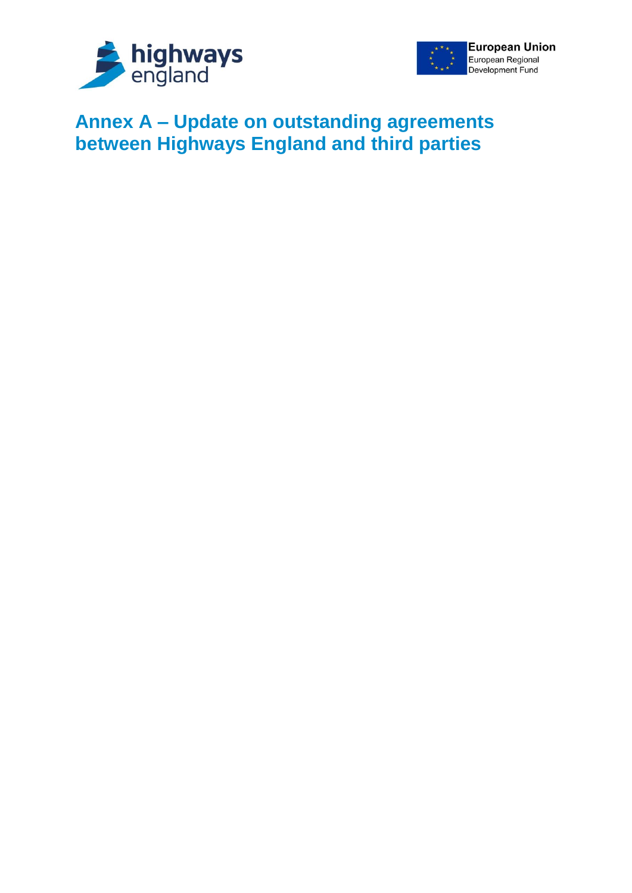# Annex A – Update on outstanding agreements between Highways England and third parties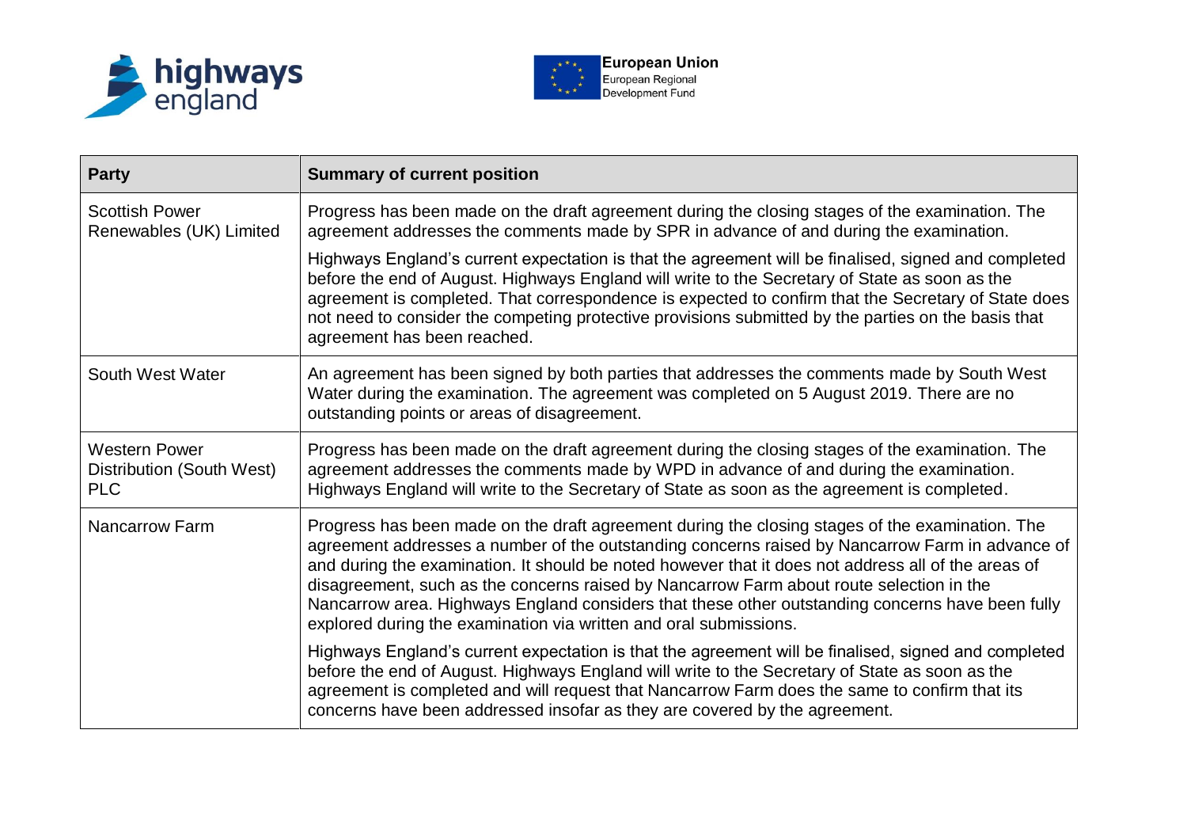| Party | Summary of current position |
| --- | --- |
| Scottish Power Renewables (UK) Limited | Progress has been made on the draft agreement during the closing stages of the examination. The agreement addresses the comments made by SPR in advance of and during the examination.<br><br>Highways England's current expectation is that the agreement will be finalised, signed and completed before the end of August. Highways England will write to the Secretary of State as soon as the agreement is completed. That correspondence is expected to confirm that the Secretary of State does not need to consider the competing protective provisions submitted by the parties on the basis that agreement has been reached. |
| South West Water | An agreement has been signed by both parties that addresses the comments made by South West Water during the examination. The agreement was completed on 5 August 2019. There are no outstanding points or areas of disagreement. |
| Western Power Distribution (South West) PLC | Progress has been made on the draft agreement during the closing stages of the examination. The agreement addresses the comments made by WPD in advance of and during the examination. Highways England will write to the Secretary of State as soon as the agreement is completed. |
| Nancarrow Farm | Progress has been made on the draft agreement during the closing stages of the examination. The agreement addresses a number of the outstanding concerns raised by Nancarrow Farm in advance of and during the examination. It should be noted however that it does not address all of the areas of disagreement, such as the concerns raised by Nancarrow Farm about route selection in the Nancarrow area. Highways England considers that these other outstanding concerns have been fully explored during the examination via written and oral submissions.<br><br>Highways England's current expectation is that the agreement will be finalised, signed and completed before the end of August. Highways England will write to the Secretary of State as soon as the agreement is completed and will request that Nancarrow Farm does the same to confirm that its concerns have been addressed insofar as they are covered by the agreement. |